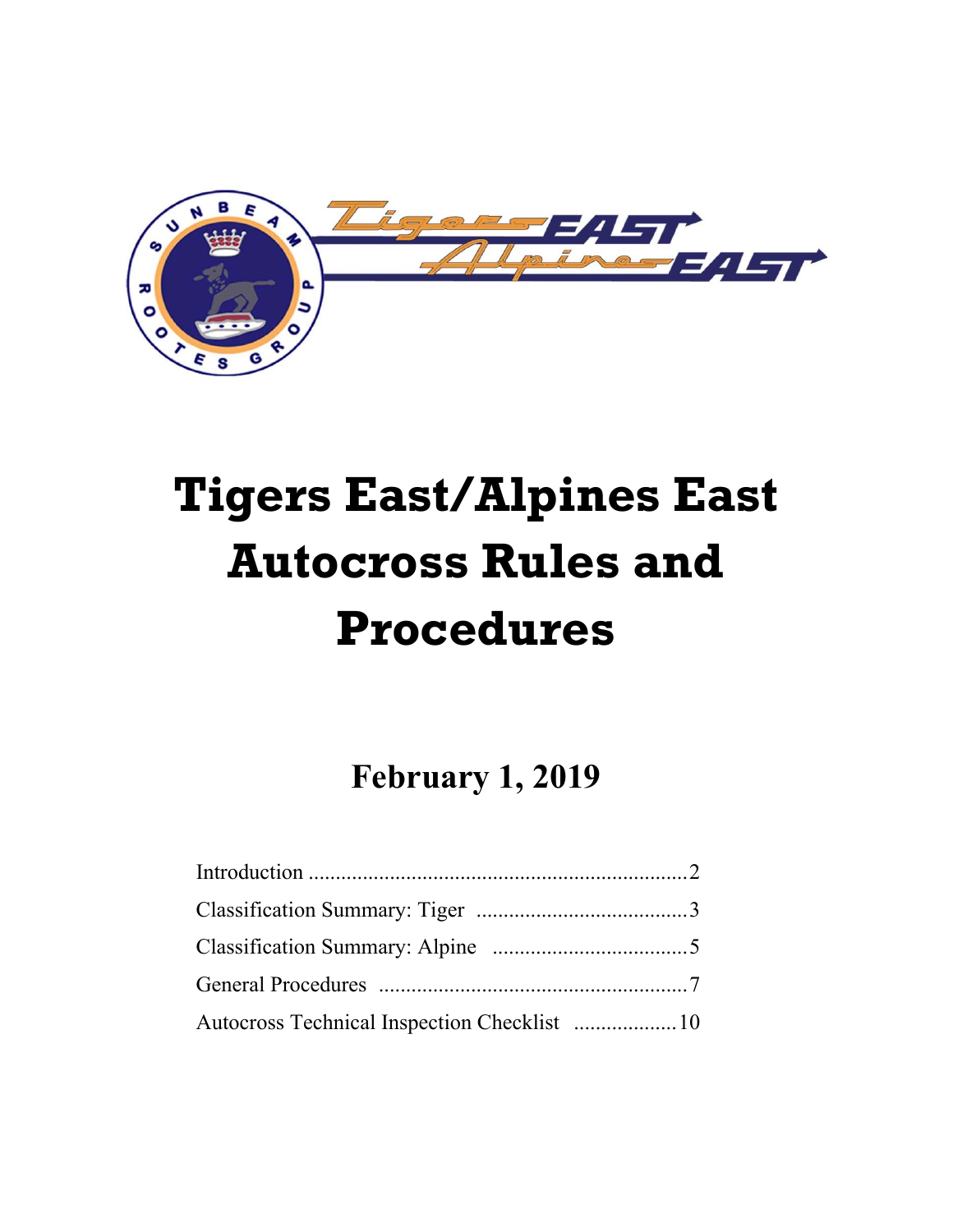# Tigers East/Alpines East Autocross Rules and Procedures

## February 1, 2019

- Introduction .......................................................................2
- Classification Summary: Tiger .......................................3
- Classification Summary: Alpine ....................................5
- General Procedures ..........................................................7
- Autocross Technical Inspection Checklist ...................10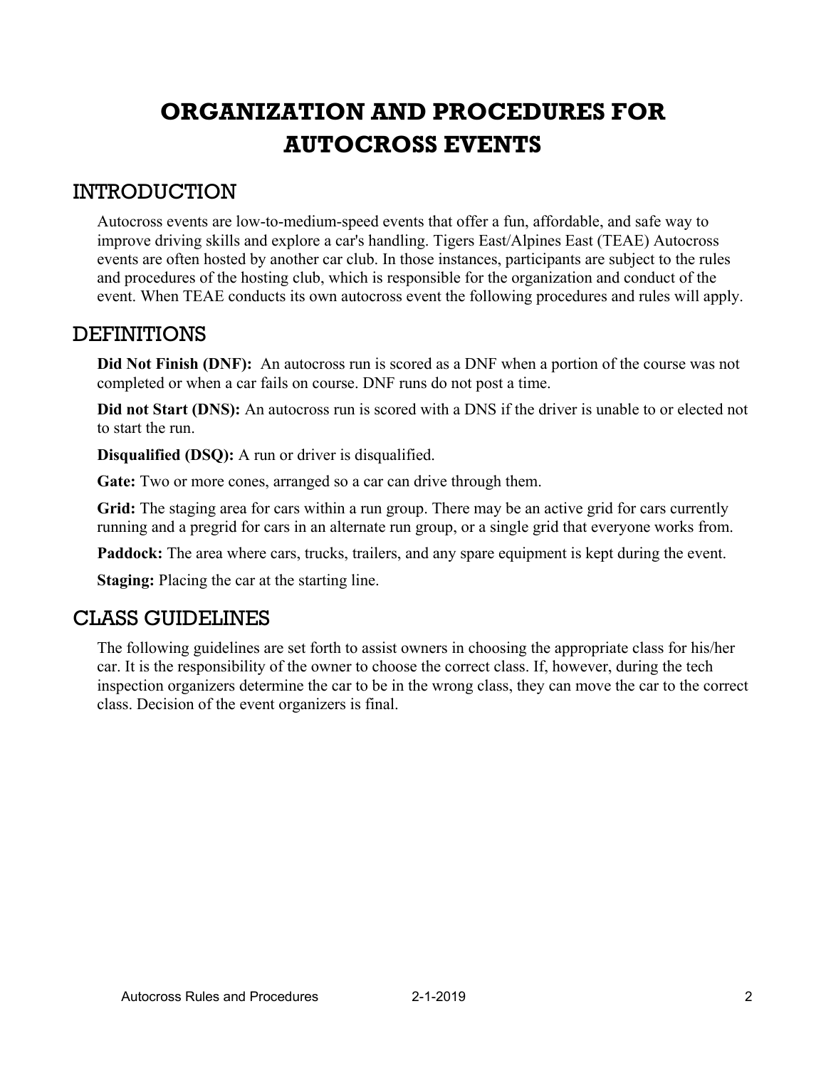# ORGANIZATION AND PROCEDURES FOR AUTOCROSS EVENTS

## INTRODUCTION

Autocross events are low-to-medium-speed events that offer a fun, affordable, and safe way to improve driving skills and explore a car's handling. Tigers East/Alpines East (TEAE) Autocross events are often hosted by another car club. In those instances, participants are subject to the rules and procedures of the hosting club, which is responsible for the organization and conduct of the event. When TEAE conducts its own autocross event the following procedures and rules will apply.

## DEFINITIONS

**Did Not Finish (DNF):** An autocross run is scored as a DNF when a portion of the course was not completed or when a car fails on course. DNF runs do not post a time.

**Did not Start (DNS):** An autocross run is scored with a DNS if the driver is unable to or elected not to start the run.

**Disqualified (DSQ):** A run or driver is disqualified.

**Gate:** Two or more cones, arranged so a car can drive through them.

**Grid:** The staging area for cars within a run group. There may be an active grid for cars currently running and a pregrid for cars in an alternate run group, or a single grid that everyone works from.

**Paddock:** The area where cars, trucks, trailers, and any spare equipment is kept during the event.

**Staging:** Placing the car at the starting line.

## CLASS GUIDELINES

The following guidelines are set forth to assist owners in choosing the appropriate class for his/her car. It is the responsibility of the owner to choose the correct class. If, however, during the tech inspection organizers determine the car to be in the wrong class, they can move the car to the correct class. Decision of the event organizers is final.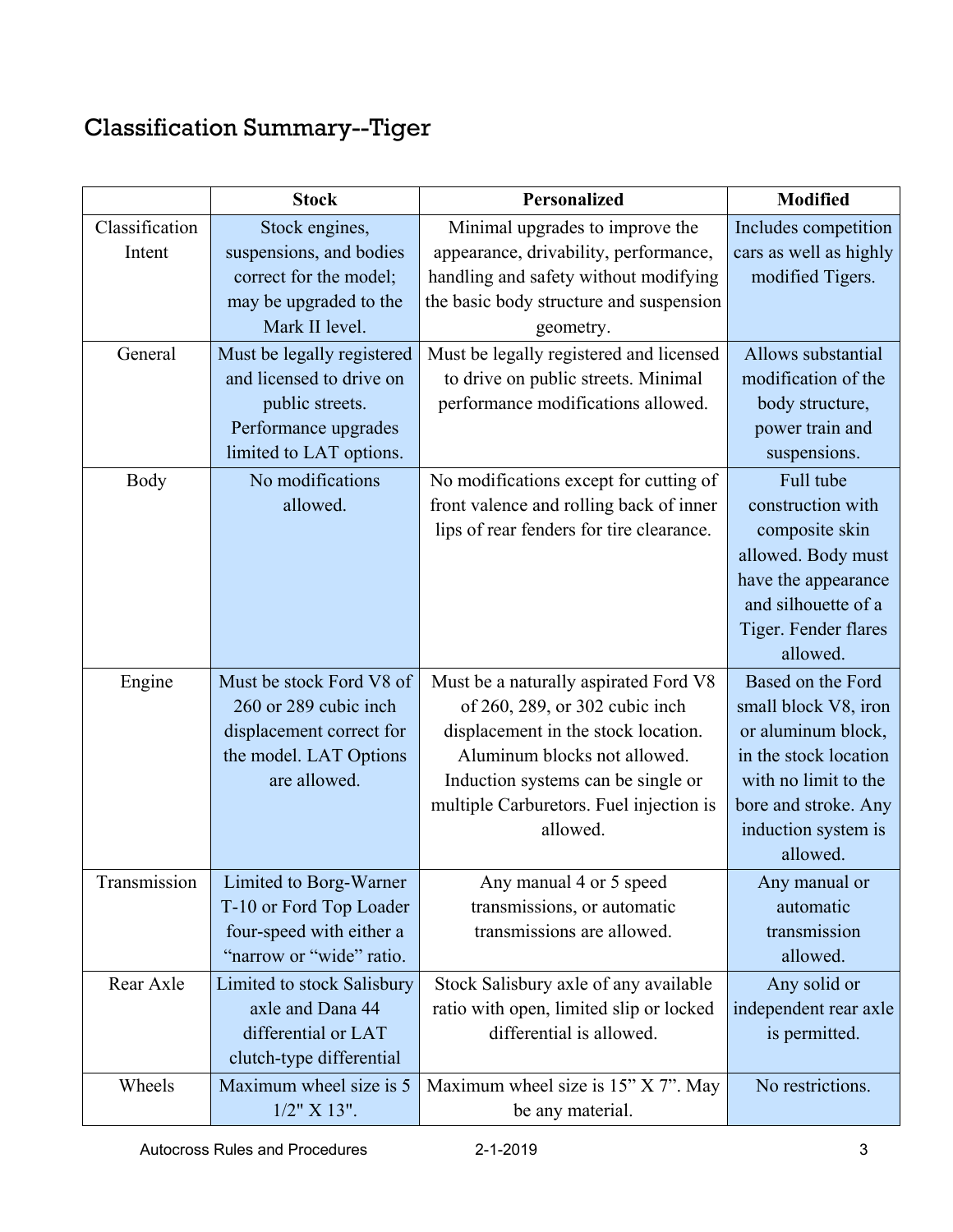## Classification Summary--Tiger

| | Stock | Personalized | Modified |
|---|---|---|---|
| Classification Intent | Stock engines, suspensions, and bodies correct for the model; may be upgraded to the Mark II level. | Minimal upgrades to improve the appearance, drivability, performance, handling and safety without modifying the basic body structure and suspension geometry. | Includes competition cars as well as highly modified Tigers. |
| General | Must be legally registered and licensed to drive on public streets. Performance upgrades limited to LAT options. | Must be legally registered and licensed to drive on public streets. Minimal performance modifications allowed. | Allows substantial modification of the body structure, power train and suspensions. |
| Body | No modifications allowed. | No modifications except for cutting of front valence and rolling back of inner lips of rear fenders for tire clearance. | Full tube construction with composite skin allowed. Body must have the appearance and silhouette of a Tiger. Fender flares allowed. |
| Engine | Must be stock Ford V8 of 260 or 289 cubic inch displacement correct for the model. LAT Options are allowed. | Must be a naturally aspirated Ford V8 of 260, 289, or 302 cubic inch displacement in the stock location. Aluminum blocks not allowed. Induction systems can be single or multiple Carburetors. Fuel injection is allowed. | Based on the Ford small block V8, iron or aluminum block, in the stock location with no limit to the bore and stroke. Any induction system is allowed. |
| Transmission | Limited to Borg-Warner T-10 or Ford Top Loader four-speed with either a "narrow or "wide" ratio. | Any manual 4 or 5 speed transmissions, or automatic transmissions are allowed. | Any manual or automatic transmission allowed. |
| Rear Axle | Limited to stock Salisbury axle and Dana 44 differential or LAT clutch-type differential | Stock Salisbury axle of any available ratio with open, limited slip or locked differential is allowed. | Any solid or independent rear axle is permitted. |
| Wheels | Maximum wheel size is 5 1/2" X 13". | Maximum wheel size is 15" X 7". May be any material. | No restrictions. |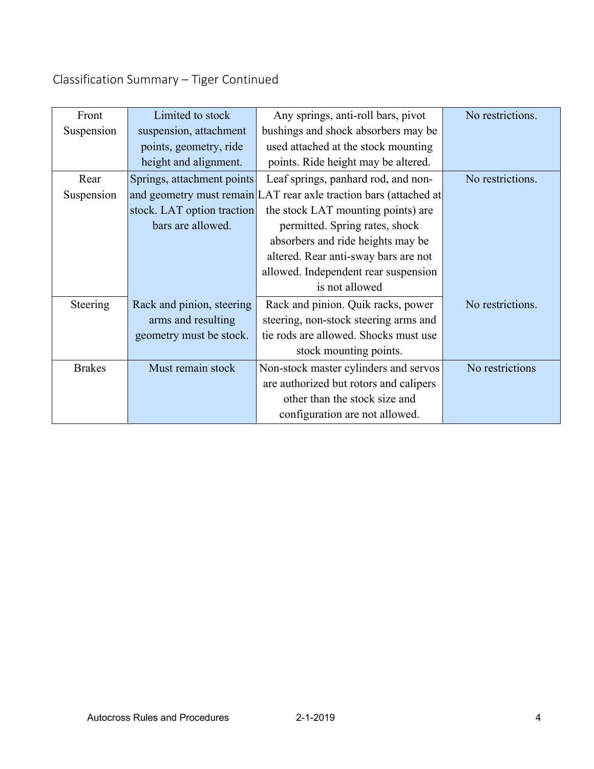## Classification Summary – Tiger Continued

| | | | |
|---|---|---|---|
| Front Suspension | Limited to stock suspension, attachment points, geometry, ride height and alignment. | Any springs, anti-roll bars, pivot bushings and shock absorbers may be used attached at the stock mounting points. Ride height may be altered. | No restrictions. |
| Rear Suspension | Springs, attachment points and geometry must remain stock. LAT option traction bars are allowed. | Leaf springs, panhard rod, and non-LAT rear axle traction bars (attached at the stock LAT mounting points) are permitted. Spring rates, shock absorbers and ride heights may be altered. Rear anti-sway bars are not allowed. Independent rear suspension is not allowed | No restrictions. |
| Steering | Rack and pinion, steering arms and resulting geometry must be stock. | Rack and pinion. Quik racks, power steering, non-stock steering arms and tie rods are allowed. Shocks must use stock mounting points. | No restrictions. |
| Brakes | Must remain stock | Non-stock master cylinders and servos are authorized but rotors and calipers other than the stock size and configuration are not allowed. | No restrictions |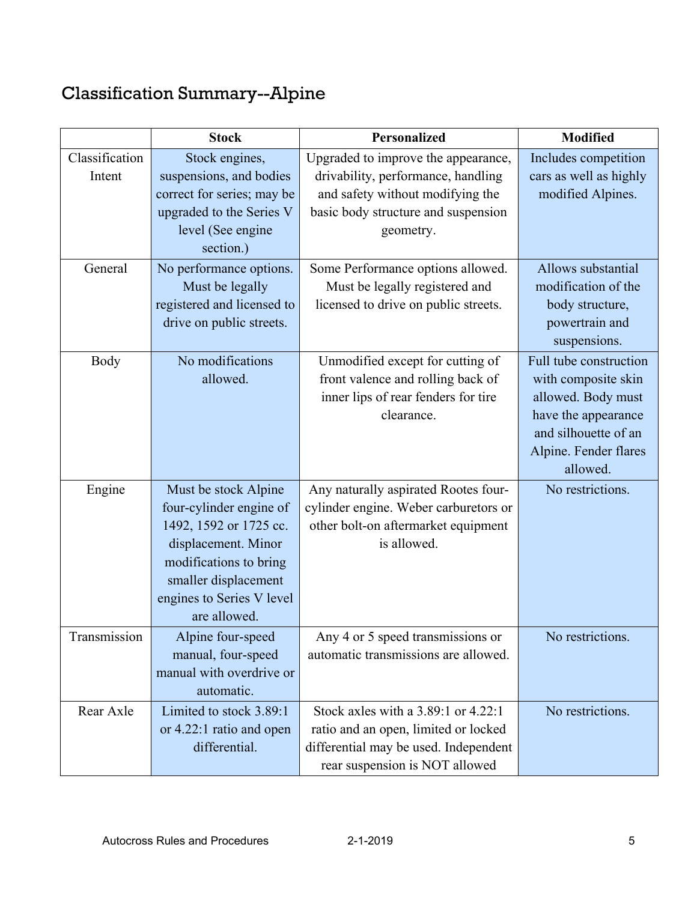## Classification Summary--Alpine

| | Stock | Personalized | Modified |
|---|---|---|---|
| Classification Intent | Stock engines, suspensions, and bodies correct for series; may be upgraded to the Series V level (See engine section.) | Upgraded to improve the appearance, drivability, performance, handling and safety without modifying the basic body structure and suspension geometry. | Includes competition cars as well as highly modified Alpines. |
| General | No performance options. Must be legally registered and licensed to drive on public streets. | Some Performance options allowed. Must be legally registered and licensed to drive on public streets. | Allows substantial modification of the body structure, powertrain and suspensions. |
| Body | No modifications allowed. | Unmodified except for cutting of front valence and rolling back of inner lips of rear fenders for tire clearance. | Full tube construction with composite skin allowed. Body must have the appearance and silhouette of an Alpine. Fender flares allowed. |
| Engine | Must be stock Alpine four-cylinder engine of 1492, 1592 or 1725 cc. displacement. Minor modifications to bring smaller displacement engines to Series V level are allowed. | Any naturally aspirated Rootes four-cylinder engine. Weber carburetors or other bolt-on aftermarket equipment is allowed. | No restrictions. |
| Transmission | Alpine four-speed manual, four-speed manual with overdrive or automatic. | Any 4 or 5 speed transmissions or automatic transmissions are allowed. | No restrictions. |
| Rear Axle | Limited to stock 3.89:1 or 4.22:1 ratio and open differential. | Stock axles with a 3.89:1 or 4.22:1 ratio and an open, limited or locked differential may be used. Independent rear suspension is NOT allowed | No restrictions. |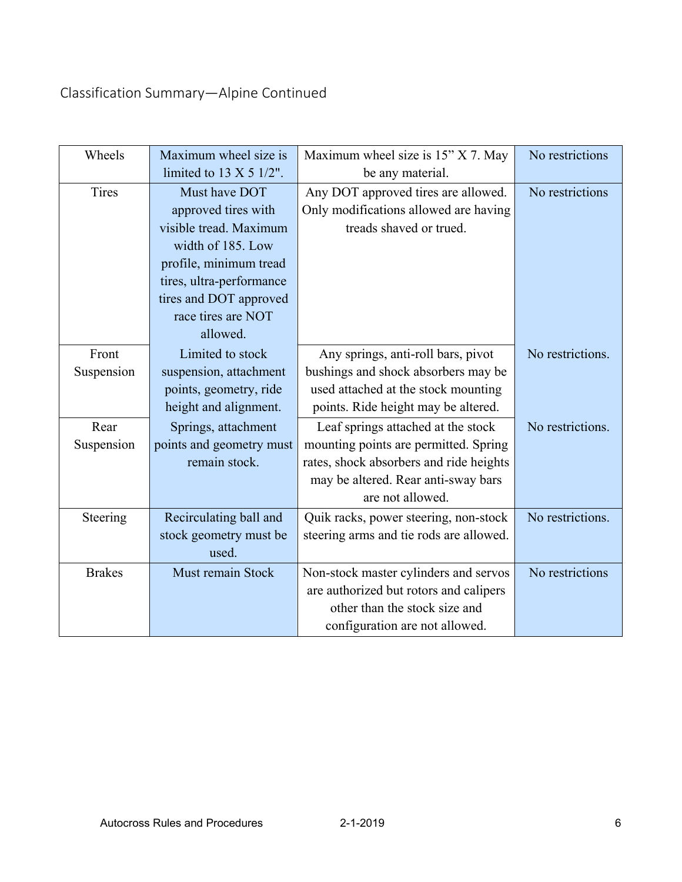## Classification Summary—Alpine Continued

| | | | |
|---|---|---|---|
| Wheels | Maximum wheel size is limited to 13 X 5 1/2". | Maximum wheel size is 15" X 7. May be any material. | No restrictions |
| Tires | Must have DOT approved tires with visible tread. Maximum width of 185. Low profile, minimum tread tires, ultra-performance tires and DOT approved race tires are NOT allowed. | Any DOT approved tires are allowed. Only modifications allowed are having treads shaved or trued. | No restrictions |
| Front Suspension | Limited to stock suspension, attachment points, geometry, ride height and alignment. | Any springs, anti-roll bars, pivot bushings and shock absorbers may be used attached at the stock mounting points. Ride height may be altered. | No restrictions. |
| Rear Suspension | Springs, attachment points and geometry must remain stock. | Leaf springs attached at the stock mounting points are permitted. Spring rates, shock absorbers and ride heights may be altered. Rear anti-sway bars are not allowed. | No restrictions. |
| Steering | Recirculating ball and stock geometry must be used. | Quik racks, power steering, non-stock steering arms and tie rods are allowed. | No restrictions. |
| Brakes | Must remain Stock | Non-stock master cylinders and servos are authorized but rotors and calipers other than the stock size and configuration are not allowed. | No restrictions |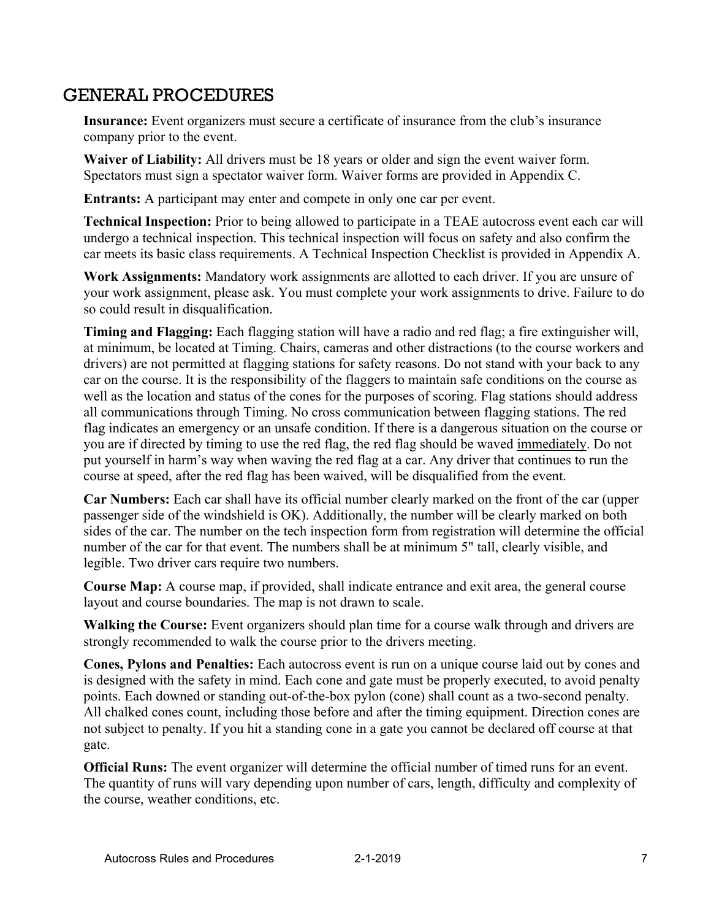## GENERAL PROCEDURES

**Insurance:** Event organizers must secure a certificate of insurance from the club's insurance company prior to the event.

**Waiver of Liability:** All drivers must be 18 years or older and sign the event waiver form. Spectators must sign a spectator waiver form. Waiver forms are provided in Appendix C.

**Entrants:** A participant may enter and compete in only one car per event.

**Technical Inspection:** Prior to being allowed to participate in a TEAE autocross event each car will undergo a technical inspection. This technical inspection will focus on safety and also confirm the car meets its basic class requirements. A Technical Inspection Checklist is provided in Appendix A.

**Work Assignments:** Mandatory work assignments are allotted to each driver. If you are unsure of your work assignment, please ask. You must complete your work assignments to drive. Failure to do so could result in disqualification.

**Timing and Flagging:** Each flagging station will have a radio and red flag; a fire extinguisher will, at minimum, be located at Timing. Chairs, cameras and other distractions (to the course workers and drivers) are not permitted at flagging stations for safety reasons. Do not stand with your back to any car on the course. It is the responsibility of the flaggers to maintain safe conditions on the course as well as the location and status of the cones for the purposes of scoring. Flag stations should address all communications through Timing. No cross communication between flagging stations. The red flag indicates an emergency or an unsafe condition. If there is a dangerous situation on the course or you are if directed by timing to use the red flag, the red flag should be waved <u>immediately</u>. Do not put yourself in harm's way when waving the red flag at a car. Any driver that continues to run the course at speed, after the red flag has been waived, will be disqualified from the event.

**Car Numbers:** Each car shall have its official number clearly marked on the front of the car (upper passenger side of the windshield is OK). Additionally, the number will be clearly marked on both sides of the car. The number on the tech inspection form from registration will determine the official number of the car for that event. The numbers shall be at minimum 5" tall, clearly visible, and legible. Two driver cars require two numbers.

**Course Map:** A course map, if provided, shall indicate entrance and exit area, the general course layout and course boundaries. The map is not drawn to scale.

**Walking the Course:** Event organizers should plan time for a course walk through and drivers are strongly recommended to walk the course prior to the drivers meeting.

**Cones, Pylons and Penalties:** Each autocross event is run on a unique course laid out by cones and is designed with the safety in mind. Each cone and gate must be properly executed, to avoid penalty points. Each downed or standing out-of-the-box pylon (cone) shall count as a two-second penalty. All chalked cones count, including those before and after the timing equipment. Direction cones are not subject to penalty. If you hit a standing cone in a gate you cannot be declared off course at that gate.

**Official Runs:** The event organizer will determine the official number of timed runs for an event. The quantity of runs will vary depending upon number of cars, length, difficulty and complexity of the course, weather conditions, etc.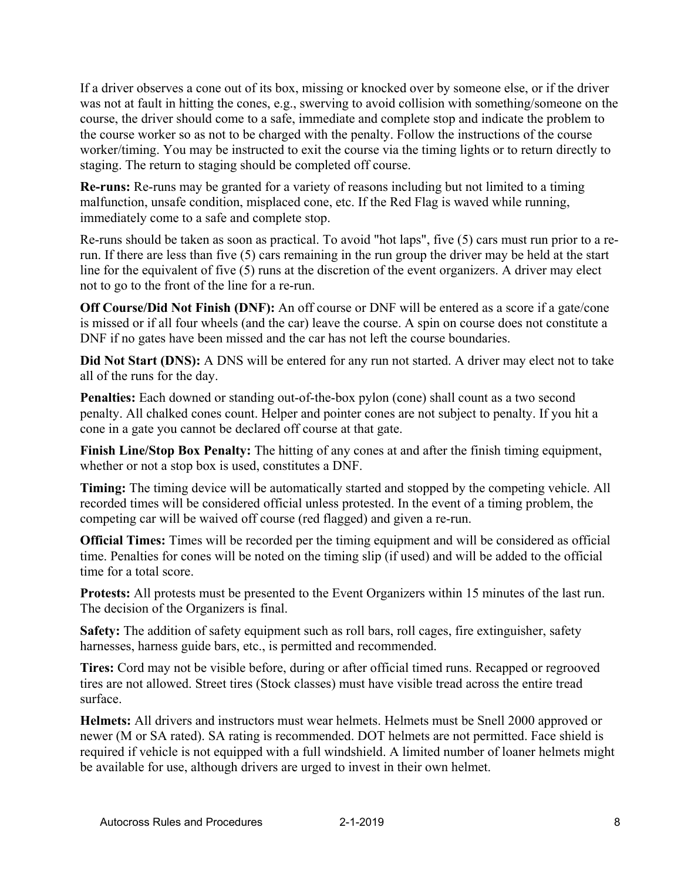If a driver observes a cone out of its box, missing or knocked over by someone else, or if the driver was not at fault in hitting the cones, e.g., swerving to avoid collision with something/someone on the course, the driver should come to a safe, immediate and complete stop and indicate the problem to the course worker so as not to be charged with the penalty. Follow the instructions of the course worker/timing. You may be instructed to exit the course via the timing lights or to return directly to staging. The return to staging should be completed off course.

**Re-runs:** Re-runs may be granted for a variety of reasons including but not limited to a timing malfunction, unsafe condition, misplaced cone, etc. If the Red Flag is waved while running, immediately come to a safe and complete stop.

Re-runs should be taken as soon as practical. To avoid "hot laps", five (5) cars must run prior to a re-run. If there are less than five (5) cars remaining in the run group the driver may be held at the start line for the equivalent of five (5) runs at the discretion of the event organizers. A driver may elect not to go to the front of the line for a re-run.

**Off Course/Did Not Finish (DNF):** An off course or DNF will be entered as a score if a gate/cone is missed or if all four wheels (and the car) leave the course. A spin on course does not constitute a DNF if no gates have been missed and the car has not left the course boundaries.

**Did Not Start (DNS):** A DNS will be entered for any run not started. A driver may elect not to take all of the runs for the day.

**Penalties:** Each downed or standing out-of-the-box pylon (cone) shall count as a two second penalty. All chalked cones count. Helper and pointer cones are not subject to penalty. If you hit a cone in a gate you cannot be declared off course at that gate.

**Finish Line/Stop Box Penalty:** The hitting of any cones at and after the finish timing equipment, whether or not a stop box is used, constitutes a DNF.

**Timing:** The timing device will be automatically started and stopped by the competing vehicle. All recorded times will be considered official unless protested. In the event of a timing problem, the competing car will be waived off course (red flagged) and given a re-run.

**Official Times:** Times will be recorded per the timing equipment and will be considered as official time. Penalties for cones will be noted on the timing slip (if used) and will be added to the official time for a total score.

**Protests:** All protests must be presented to the Event Organizers within 15 minutes of the last run. The decision of the Organizers is final.

**Safety:** The addition of safety equipment such as roll bars, roll cages, fire extinguisher, safety harnesses, harness guide bars, etc., is permitted and recommended.

**Tires:** Cord may not be visible before, during or after official timed runs. Recapped or regrooved tires are not allowed. Street tires (Stock classes) must have visible tread across the entire tread surface.

**Helmets:** All drivers and instructors must wear helmets. Helmets must be Snell 2000 approved or newer (M or SA rated). SA rating is recommended. DOT helmets are not permitted. Face shield is required if vehicle is not equipped with a full windshield. A limited number of loaner helmets might be available for use, although drivers are urged to invest in their own helmet.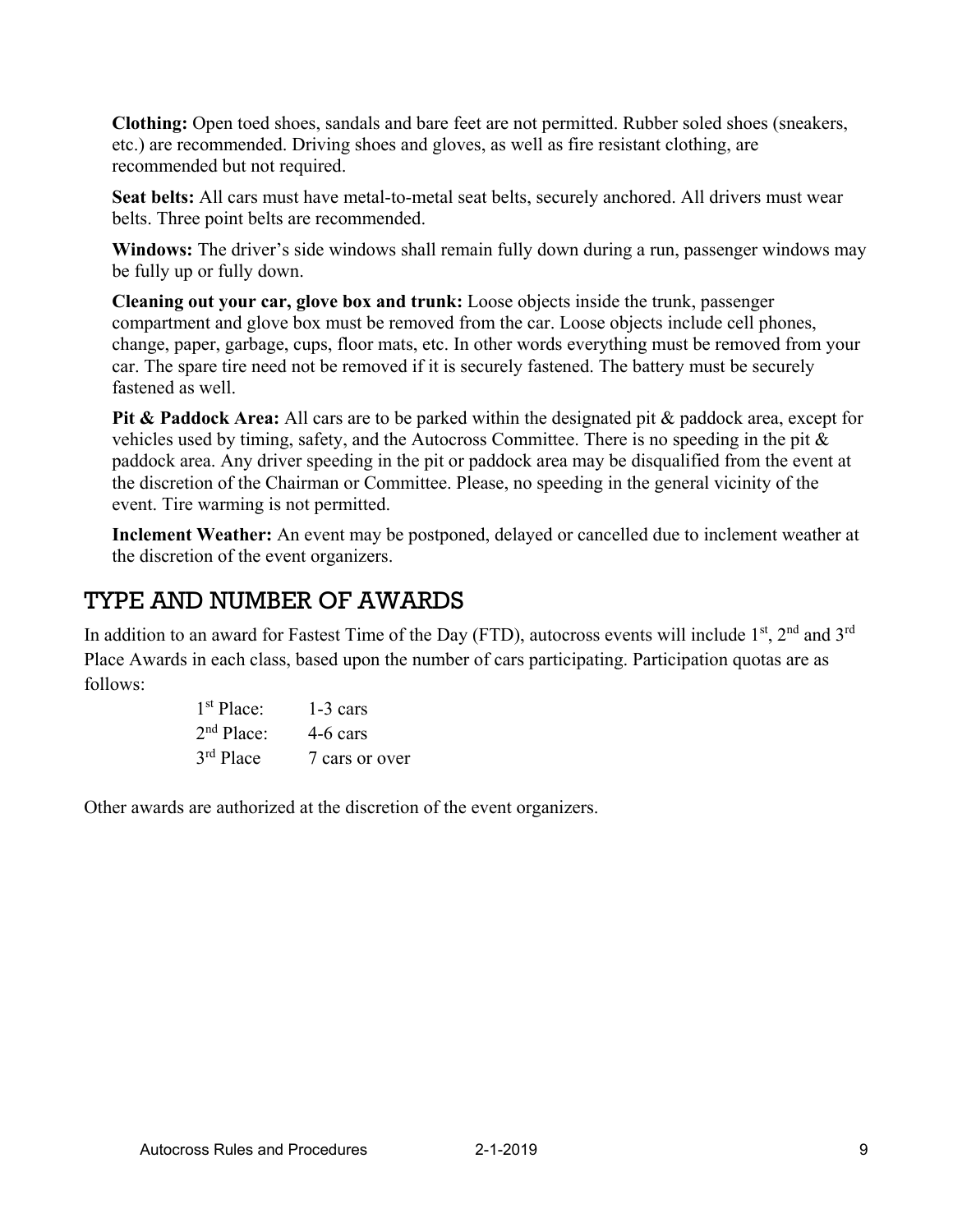**Clothing:** Open toed shoes, sandals and bare feet are not permitted. Rubber soled shoes (sneakers, etc.) are recommended. Driving shoes and gloves, as well as fire resistant clothing, are recommended but not required.

**Seat belts:** All cars must have metal-to-metal seat belts, securely anchored. All drivers must wear belts. Three point belts are recommended.

**Windows:** The driver's side windows shall remain fully down during a run, passenger windows may be fully up or fully down.

**Cleaning out your car, glove box and trunk:** Loose objects inside the trunk, passenger compartment and glove box must be removed from the car. Loose objects include cell phones, change, paper, garbage, cups, floor mats, etc. In other words everything must be removed from your car. The spare tire need not be removed if it is securely fastened. The battery must be securely fastened as well.

**Pit & Paddock Area:** All cars are to be parked within the designated pit & paddock area, except for vehicles used by timing, safety, and the Autocross Committee. There is no speeding in the pit & paddock area. Any driver speeding in the pit or paddock area may be disqualified from the event at the discretion of the Chairman or Committee. Please, no speeding in the general vicinity of the event. Tire warming is not permitted.

**Inclement Weather:** An event may be postponed, delayed or cancelled due to inclement weather at the discretion of the event organizers.

## TYPE AND NUMBER OF AWARDS

In addition to an award for Fastest Time of the Day (FTD), autocross events will include 1st, 2nd and 3rd Place Awards in each class, based upon the number of cars participating. Participation quotas are as follows:

| | |
|---|---|
| 1st Place: | 1-3 cars |
| 2nd Place: | 4-6 cars |
| 3rd Place | 7 cars or over |

Other awards are authorized at the discretion of the event organizers.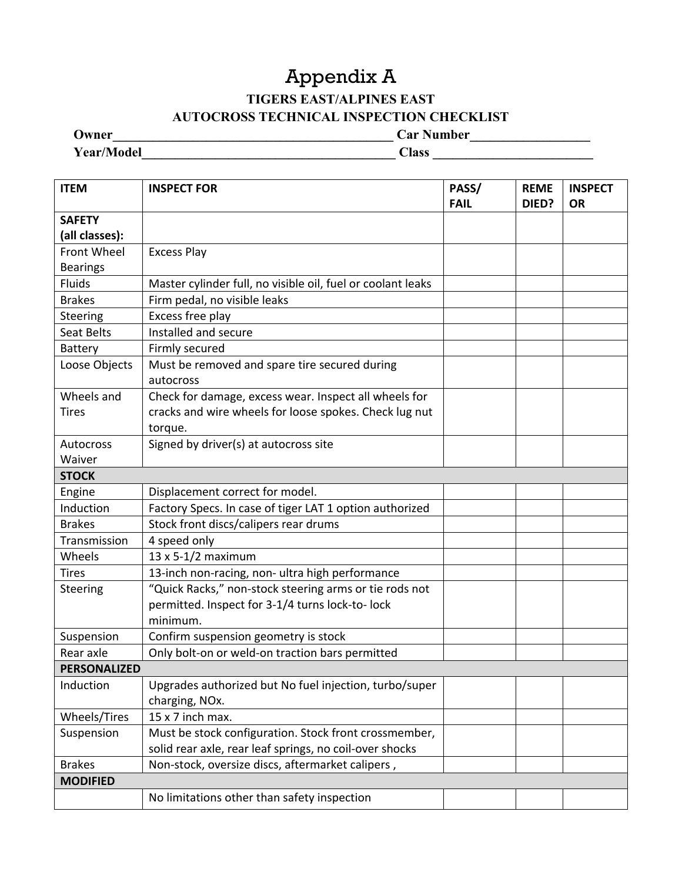# Appendix A

**TIGERS EAST/ALPINES EAST**

**AUTOCROSS TECHNICAL INSPECTION CHECKLIST**

**Owner**\_\_\_\_\_\_\_\_\_\_\_\_\_\_\_\_\_\_\_\_\_\_\_\_\_\_\_\_\_\_\_\_\_\_\_\_\_\_\_\_\_\_ **Car Number**\_\_\_\_\_\_\_\_\_\_\_\_\_\_\_\_\_

**Year/Model**\_\_\_\_\_\_\_\_\_\_\_\_\_\_\_\_\_\_\_\_\_\_\_\_\_\_\_\_\_\_\_\_\_\_\_\_\_\_ **Class** \_\_\_\_\_\_\_\_\_\_\_\_\_\_\_\_\_\_\_\_\_\_\_\_

| ITEM | INSPECT FOR | PASS/ FAIL | REME DIED? | INSPECT OR |
|---|---|---|---|---|
| **SAFETY (all classes):** | | | | |
| Front Wheel Bearings | Excess Play | | | |
| Fluids | Master cylinder full, no visible oil, fuel or coolant leaks | | | |
| Brakes | Firm pedal, no visible leaks | | | |
| Steering | Excess free play | | | |
| Seat Belts | Installed and secure | | | |
| Battery | Firmly secured | | | |
| Loose Objects | Must be removed and spare tire secured during autocross | | | |
| Wheels and Tires | Check for damage, excess wear. Inspect all wheels for cracks and wire wheels for loose spokes. Check lug nut torque. | | | |
| Autocross Waiver | Signed by driver(s) at autocross site | | | |
| **STOCK** | | | | |
| Engine | Displacement correct for model. | | | |
| Induction | Factory Specs. In case of tiger LAT 1 option authorized | | | |
| Brakes | Stock front discs/calipers rear drums | | | |
| Transmission | 4 speed only | | | |
| Wheels | 13 x 5-1/2 maximum | | | |
| Tires | 13-inch non-racing, non- ultra high performance | | | |
| Steering | "Quick Racks," non-stock steering arms or tie rods not permitted. Inspect for 3-1/4 turns lock-to- lock minimum. | | | |
| Suspension | Confirm suspension geometry is stock | | | |
| Rear axle | Only bolt-on or weld-on traction bars permitted | | | |
| **PERSONALIZED** | | | | |
| Induction | Upgrades authorized but No fuel injection, turbo/super charging, NOx. | | | |
| Wheels/Tires | 15 x 7 inch max. | | | |
| Suspension | Must be stock configuration. Stock front crossmember, solid rear axle, rear leaf springs, no coil-over shocks | | | |
| Brakes | Non-stock, oversize discs, aftermarket calipers , | | | |
| **MODIFIED** | | | | |
| | No limitations other than safety inspection | | | |